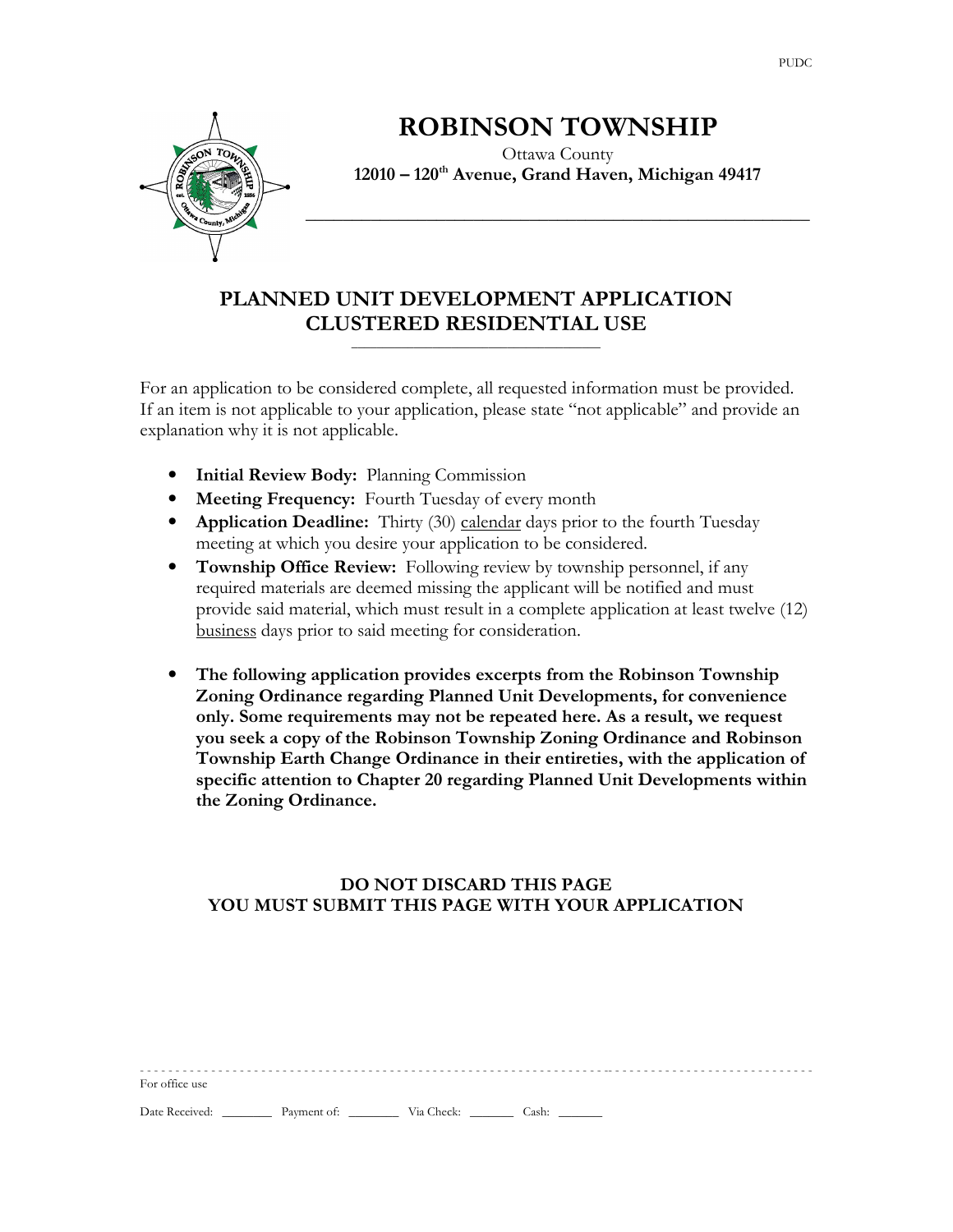# ROBINSON TOWNSHIP

Ottawa County

**12010 – 120th Avenue, Grand Haven, Michigan 49417**

## PLANNED UNIT DEVELOPMENT APPLICATION CLUSTERED RESIDENTIAL USE

For an application to be considered complete, all requested information must be provided. If an item is not applicable to your application, please state "not applicable" and provide an explanation why it is not applicable.

- **Initial Review Body:** Planning Commission
- **Meeting Frequency:** Fourth Tuesday of every month
- **Application Deadline:** Thirty (30) calendar days prior to the fourth Tuesday meeting at which you desire your application to be considered.
- **Township Office Review:** Following review by township personnel, if any required materials are deemed missing the applicant will be notified and must provide said material, which must result in a complete application at least twelve (12) business days prior to said meeting for consideration.
- **The following application provides excerpts from the Robinson Township Zoning Ordinance regarding Planned Unit Developments, for convenience only. Some requirements may not be repeated here. As a result, we request you seek a copy of the Robinson Township Zoning Ordinance and Robinson Township Earth Change Ordinance in their entireties, with the application of specific attention to Chapter 20 regarding Planned Unit Developments within the Zoning Ordinance.**

**DO NOT DISCARD THIS PAGE**
**YOU MUST SUBMIT THIS PAGE WITH YOUR APPLICATION**

---

For office use

Date Received: ________ Payment of: ________ Via Check: _______ Cash: _______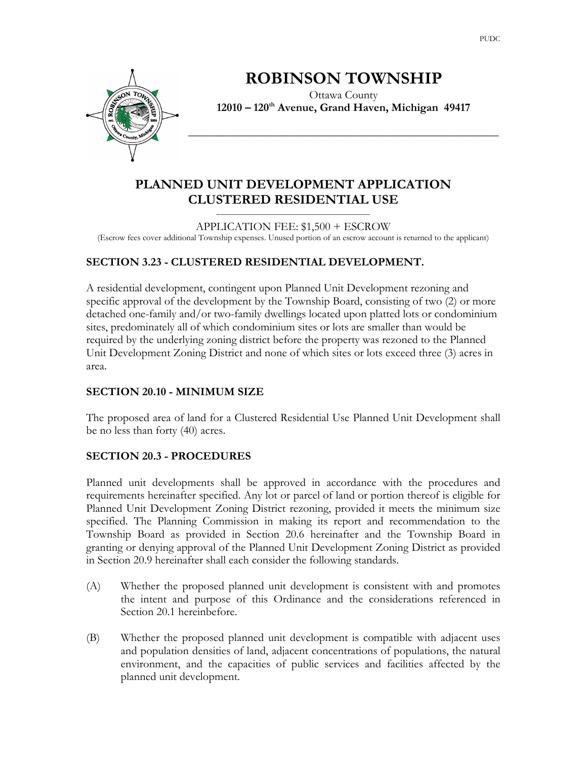# ROBINSON TOWNSHIP

Ottawa County

**12010 – 120th Avenue, Grand Haven, Michigan 49417**

## PLANNED UNIT DEVELOPMENT APPLICATION CLUSTERED RESIDENTIAL USE

APPLICATION FEE: $1,500 + ESCROW

(Escrow fees cover additional Township expenses. Unused portion of an escrow account is returned to the applicant)

### SECTION 3.23 - CLUSTERED RESIDENTIAL DEVELOPMENT.

A residential development, contingent upon Planned Unit Development rezoning and specific approval of the development by the Township Board, consisting of two (2) or more detached one-family and/or two-family dwellings located upon platted lots or condominium sites, predominately all of which condominium sites or lots are smaller than would be required by the underlying zoning district before the property was rezoned to the Planned Unit Development Zoning District and none of which sites or lots exceed three (3) acres in area.

### SECTION 20.10 - MINIMUM SIZE

The proposed area of land for a Clustered Residential Use Planned Unit Development shall be no less than forty (40) acres.

### SECTION 20.3 - PROCEDURES

Planned unit developments shall be approved in accordance with the procedures and requirements hereinafter specified. Any lot or parcel of land or portion thereof is eligible for Planned Unit Development Zoning District rezoning, provided it meets the minimum size specified. The Planning Commission in making its report and recommendation to the Township Board as provided in Section 20.6 hereinafter and the Township Board in granting or denying approval of the Planned Unit Development Zoning District as provided in Section 20.9 hereinafter shall each consider the following standards.

(A) Whether the proposed planned unit development is consistent with and promotes the intent and purpose of this Ordinance and the considerations referenced in Section 20.1 hereinbefore.

(B) Whether the proposed planned unit development is compatible with adjacent uses and population densities of land, adjacent concentrations of populations, the natural environment, and the capacities of public services and facilities affected by the planned unit development.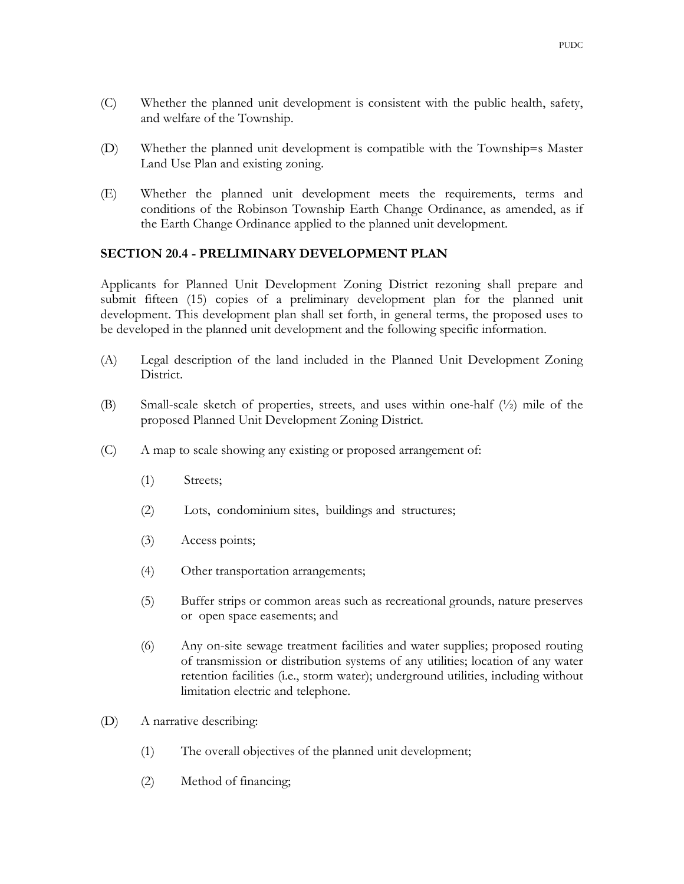(C) Whether the planned unit development is consistent with the public health, safety, and welfare of the Township.

(D) Whether the planned unit development is compatible with the Township=s Master Land Use Plan and existing zoning.

(E) Whether the planned unit development meets the requirements, terms and conditions of the Robinson Township Earth Change Ordinance, as amended, as if the Earth Change Ordinance applied to the planned unit development.

## SECTION 20.4 - PRELIMINARY DEVELOPMENT PLAN

Applicants for Planned Unit Development Zoning District rezoning shall prepare and submit fifteen (15) copies of a preliminary development plan for the planned unit development. This development plan shall set forth, in general terms, the proposed uses to be developed in the planned unit development and the following specific information.

(A) Legal description of the land included in the Planned Unit Development Zoning District.

(B) Small-scale sketch of properties, streets, and uses within one-half (½) mile of the proposed Planned Unit Development Zoning District.

(C) A map to scale showing any existing or proposed arrangement of:

  (1) Streets;

  (2) Lots, condominium sites, buildings and structures;

  (3) Access points;

  (4) Other transportation arrangements;

  (5) Buffer strips or common areas such as recreational grounds, nature preserves or open space easements; and

  (6) Any on-site sewage treatment facilities and water supplies; proposed routing of transmission or distribution systems of any utilities; location of any water retention facilities (i.e., storm water); underground utilities, including without limitation electric and telephone.

(D) A narrative describing:

  (1) The overall objectives of the planned unit development;

  (2) Method of financing;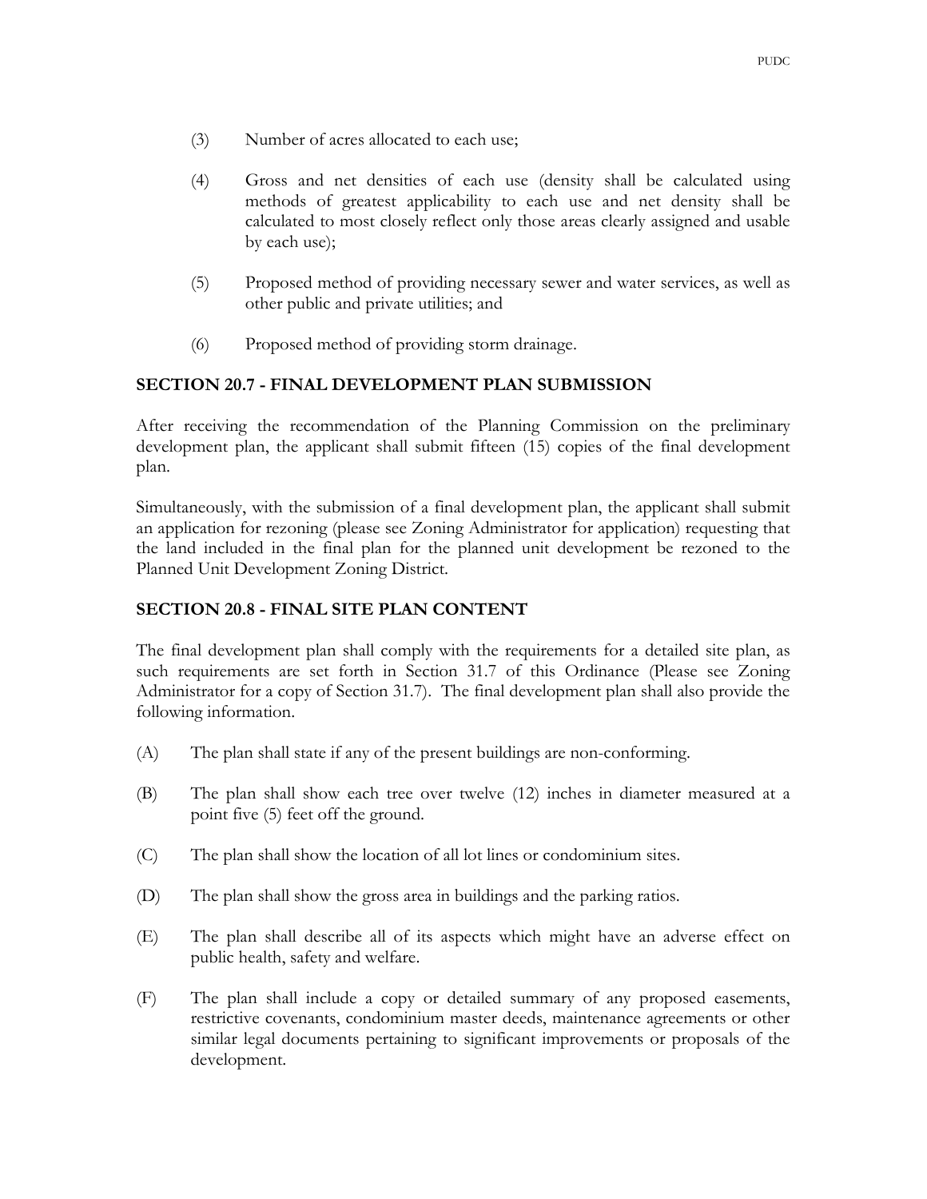(3) Number of acres allocated to each use;

(4) Gross and net densities of each use (density shall be calculated using methods of greatest applicability to each use and net density shall be calculated to most closely reflect only those areas clearly assigned and usable by each use);

(5) Proposed method of providing necessary sewer and water services, as well as other public and private utilities; and

(6) Proposed method of providing storm drainage.

## SECTION 20.7 - FINAL DEVELOPMENT PLAN SUBMISSION

After receiving the recommendation of the Planning Commission on the preliminary development plan, the applicant shall submit fifteen (15) copies of the final development plan.

Simultaneously, with the submission of a final development plan, the applicant shall submit an application for rezoning (please see Zoning Administrator for application) requesting that the land included in the final plan for the planned unit development be rezoned to the Planned Unit Development Zoning District.

## SECTION 20.8 - FINAL SITE PLAN CONTENT

The final development plan shall comply with the requirements for a detailed site plan, as such requirements are set forth in Section 31.7 of this Ordinance (Please see Zoning Administrator for a copy of Section 31.7). The final development plan shall also provide the following information.

(A) The plan shall state if any of the present buildings are non-conforming.

(B) The plan shall show each tree over twelve (12) inches in diameter measured at a point five (5) feet off the ground.

(C) The plan shall show the location of all lot lines or condominium sites.

(D) The plan shall show the gross area in buildings and the parking ratios.

(E) The plan shall describe all of its aspects which might have an adverse effect on public health, safety and welfare.

(F) The plan shall include a copy or detailed summary of any proposed easements, restrictive covenants, condominium master deeds, maintenance agreements or other similar legal documents pertaining to significant improvements or proposals of the development.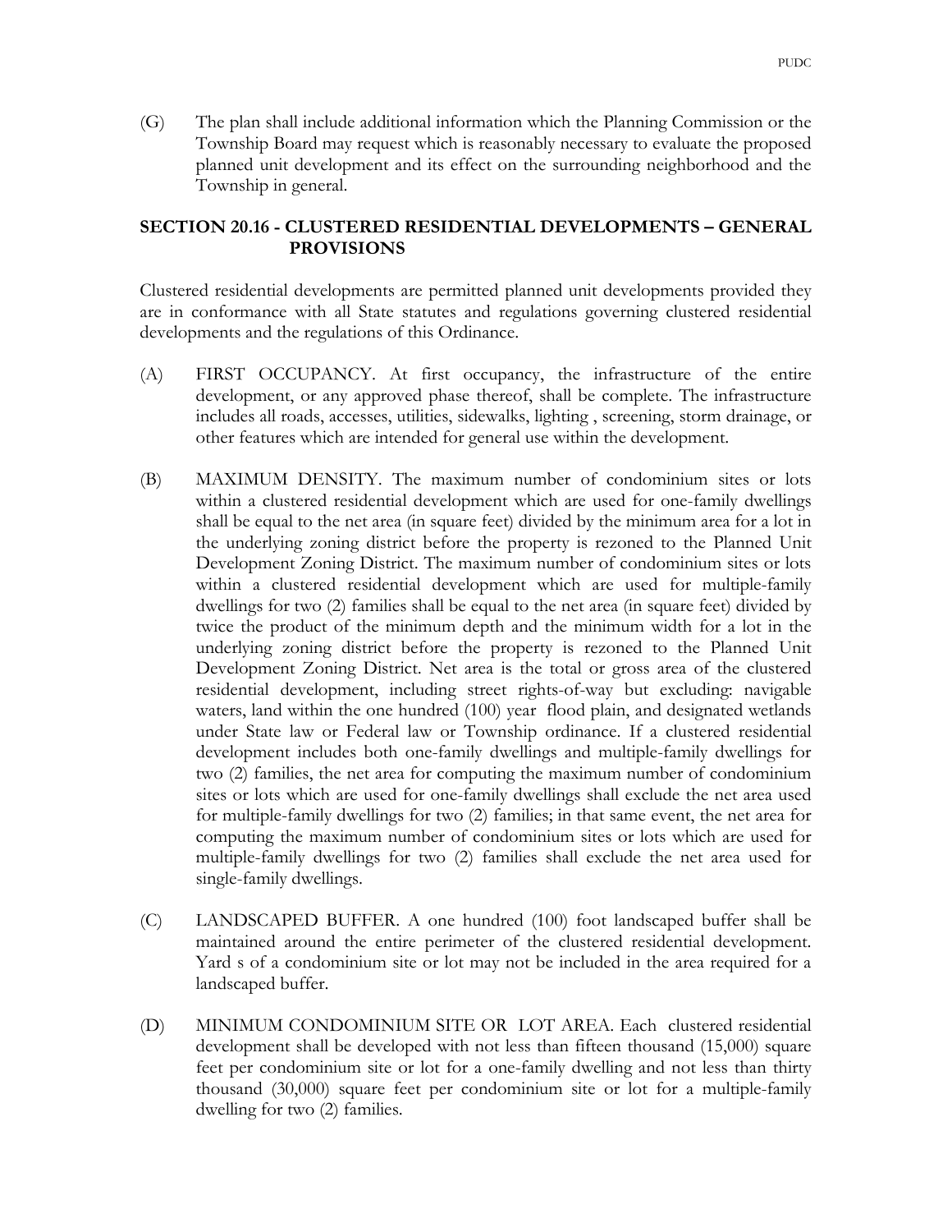(G) The plan shall include additional information which the Planning Commission or the Township Board may request which is reasonably necessary to evaluate the proposed planned unit development and its effect on the surrounding neighborhood and the Township in general.

## SECTION 20.16 - CLUSTERED RESIDENTIAL DEVELOPMENTS – GENERAL PROVISIONS

Clustered residential developments are permitted planned unit developments provided they are in conformance with all State statutes and regulations governing clustered residential developments and the regulations of this Ordinance.

(A) FIRST OCCUPANCY. At first occupancy, the infrastructure of the entire development, or any approved phase thereof, shall be complete. The infrastructure includes all roads, accesses, utilities, sidewalks, lighting , screening, storm drainage, or other features which are intended for general use within the development.

(B) MAXIMUM DENSITY. The maximum number of condominium sites or lots within a clustered residential development which are used for one-family dwellings shall be equal to the net area (in square feet) divided by the minimum area for a lot in the underlying zoning district before the property is rezoned to the Planned Unit Development Zoning District. The maximum number of condominium sites or lots within a clustered residential development which are used for multiple-family dwellings for two (2) families shall be equal to the net area (in square feet) divided by twice the product of the minimum depth and the minimum width for a lot in the underlying zoning district before the property is rezoned to the Planned Unit Development Zoning District. Net area is the total or gross area of the clustered residential development, including street rights-of-way but excluding: navigable waters, land within the one hundred (100) year flood plain, and designated wetlands under State law or Federal law or Township ordinance. If a clustered residential development includes both one-family dwellings and multiple-family dwellings for two (2) families, the net area for computing the maximum number of condominium sites or lots which are used for one-family dwellings shall exclude the net area used for multiple-family dwellings for two (2) families; in that same event, the net area for computing the maximum number of condominium sites or lots which are used for multiple-family dwellings for two (2) families shall exclude the net area used for single-family dwellings.

(C) LANDSCAPED BUFFER. A one hundred (100) foot landscaped buffer shall be maintained around the entire perimeter of the clustered residential development. Yard s of a condominium site or lot may not be included in the area required for a landscaped buffer.

(D) MINIMUM CONDOMINIUM SITE OR LOT AREA. Each clustered residential development shall be developed with not less than fifteen thousand (15,000) square feet per condominium site or lot for a one-family dwelling and not less than thirty thousand (30,000) square feet per condominium site or lot for a multiple-family dwelling for two (2) families.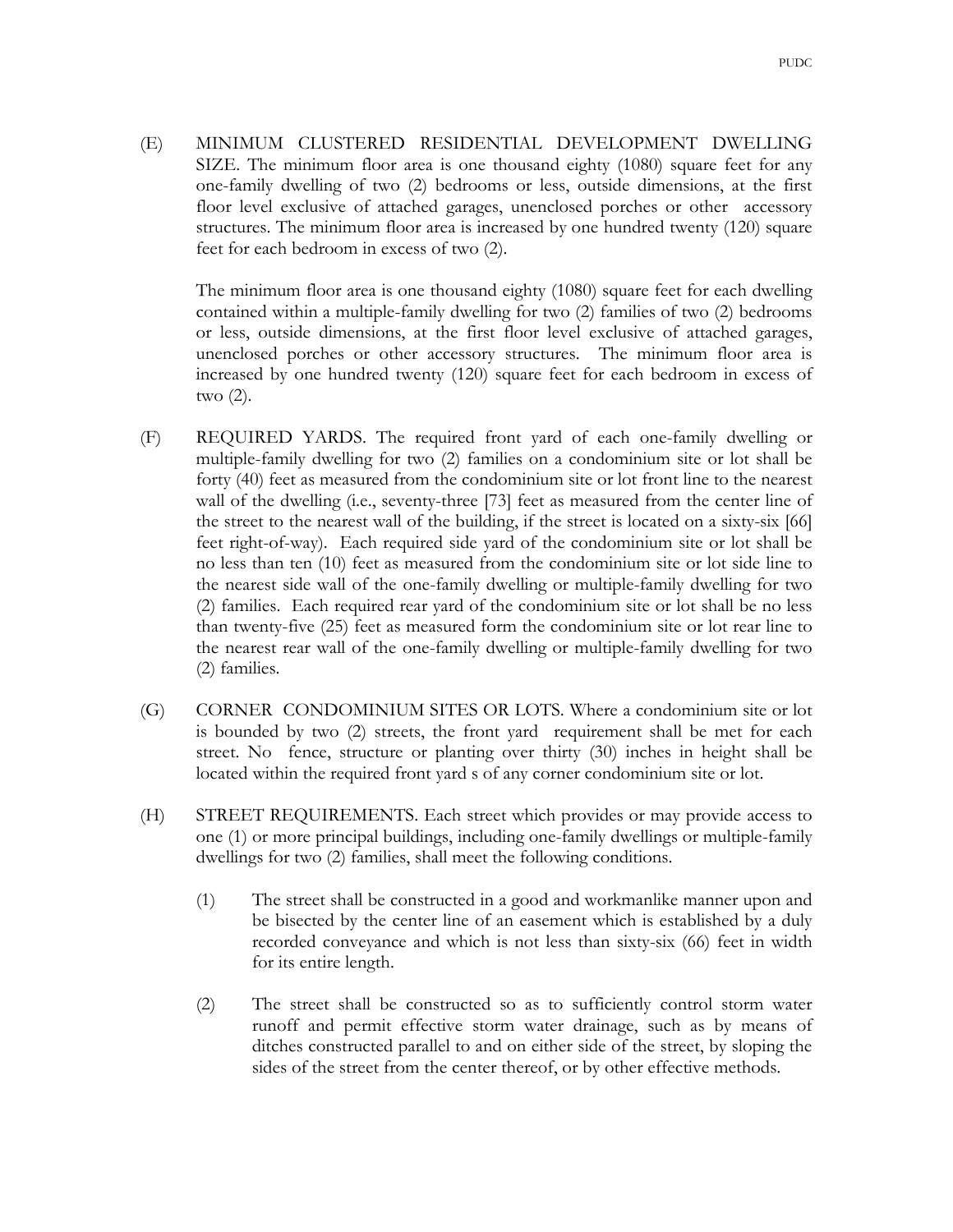(E) MINIMUM CLUSTERED RESIDENTIAL DEVELOPMENT DWELLING SIZE. The minimum floor area is one thousand eighty (1080) square feet for any one-family dwelling of two (2) bedrooms or less, outside dimensions, at the first floor level exclusive of attached garages, unenclosed porches or other accessory structures. The minimum floor area is increased by one hundred twenty (120) square feet for each bedroom in excess of two (2).

The minimum floor area is one thousand eighty (1080) square feet for each dwelling contained within a multiple-family dwelling for two (2) families of two (2) bedrooms or less, outside dimensions, at the first floor level exclusive of attached garages, unenclosed porches or other accessory structures. The minimum floor area is increased by one hundred twenty (120) square feet for each bedroom in excess of two (2).

(F) REQUIRED YARDS. The required front yard of each one-family dwelling or multiple-family dwelling for two (2) families on a condominium site or lot shall be forty (40) feet as measured from the condominium site or lot front line to the nearest wall of the dwelling (i.e., seventy-three [73] feet as measured from the center line of the street to the nearest wall of the building, if the street is located on a sixty-six [66] feet right-of-way). Each required side yard of the condominium site or lot shall be no less than ten (10) feet as measured from the condominium site or lot side line to the nearest side wall of the one-family dwelling or multiple-family dwelling for two (2) families. Each required rear yard of the condominium site or lot shall be no less than twenty-five (25) feet as measured form the condominium site or lot rear line to the nearest rear wall of the one-family dwelling or multiple-family dwelling for two (2) families.

(G) CORNER CONDOMINIUM SITES OR LOTS. Where a condominium site or lot is bounded by two (2) streets, the front yard requirement shall be met for each street. No fence, structure or planting over thirty (30) inches in height shall be located within the required front yard s of any corner condominium site or lot.

(H) STREET REQUIREMENTS. Each street which provides or may provide access to one (1) or more principal buildings, including one-family dwellings or multiple-family dwellings for two (2) families, shall meet the following conditions.

(1) The street shall be constructed in a good and workmanlike manner upon and be bisected by the center line of an easement which is established by a duly recorded conveyance and which is not less than sixty-six (66) feet in width for its entire length.

(2) The street shall be constructed so as to sufficiently control storm water runoff and permit effective storm water drainage, such as by means of ditches constructed parallel to and on either side of the street, by sloping the sides of the street from the center thereof, or by other effective methods.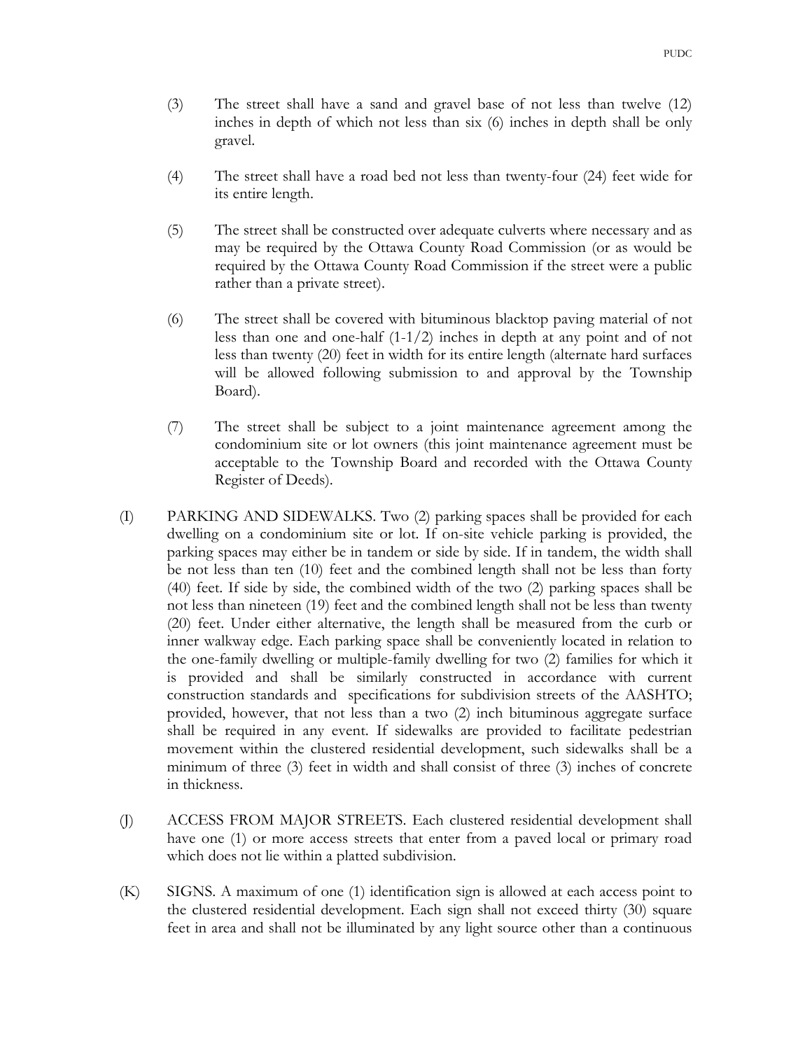(3) The street shall have a sand and gravel base of not less than twelve (12) inches in depth of which not less than six (6) inches in depth shall be only gravel.

(4) The street shall have a road bed not less than twenty-four (24) feet wide for its entire length.

(5) The street shall be constructed over adequate culverts where necessary and as may be required by the Ottawa County Road Commission (or as would be required by the Ottawa County Road Commission if the street were a public rather than a private street).

(6) The street shall be covered with bituminous blacktop paving material of not less than one and one-half (1-1/2) inches in depth at any point and of not less than twenty (20) feet in width for its entire length (alternate hard surfaces will be allowed following submission to and approval by the Township Board).

(7) The street shall be subject to a joint maintenance agreement among the condominium site or lot owners (this joint maintenance agreement must be acceptable to the Township Board and recorded with the Ottawa County Register of Deeds).

(I) PARKING AND SIDEWALKS. Two (2) parking spaces shall be provided for each dwelling on a condominium site or lot. If on-site vehicle parking is provided, the parking spaces may either be in tandem or side by side. If in tandem, the width shall be not less than ten (10) feet and the combined length shall not be less than forty (40) feet. If side by side, the combined width of the two (2) parking spaces shall be not less than nineteen (19) feet and the combined length shall not be less than twenty (20) feet. Under either alternative, the length shall be measured from the curb or inner walkway edge. Each parking space shall be conveniently located in relation to the one-family dwelling or multiple-family dwelling for two (2) families for which it is provided and shall be similarly constructed in accordance with current construction standards and specifications for subdivision streets of the AASHTO; provided, however, that not less than a two (2) inch bituminous aggregate surface shall be required in any event. If sidewalks are provided to facilitate pedestrian movement within the clustered residential development, such sidewalks shall be a minimum of three (3) feet in width and shall consist of three (3) inches of concrete in thickness.

(J) ACCESS FROM MAJOR STREETS. Each clustered residential development shall have one (1) or more access streets that enter from a paved local or primary road which does not lie within a platted subdivision.

(K) SIGNS. A maximum of one (1) identification sign is allowed at each access point to the clustered residential development. Each sign shall not exceed thirty (30) square feet in area and shall not be illuminated by any light source other than a continuous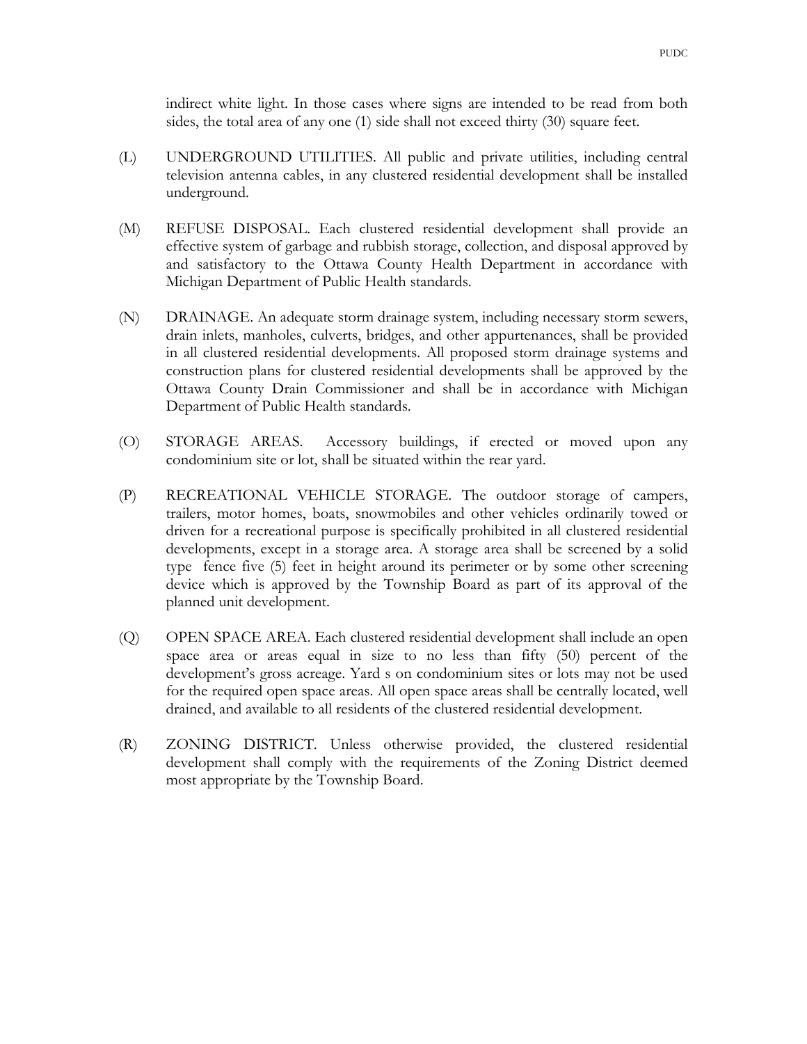indirect white light. In those cases where signs are intended to be read from both sides, the total area of any one (1) side shall not exceed thirty (30) square feet.

(L) UNDERGROUND UTILITIES. All public and private utilities, including central television antenna cables, in any clustered residential development shall be installed underground.

(M) REFUSE DISPOSAL. Each clustered residential development shall provide an effective system of garbage and rubbish storage, collection, and disposal approved by and satisfactory to the Ottawa County Health Department in accordance with Michigan Department of Public Health standards.

(N) DRAINAGE. An adequate storm drainage system, including necessary storm sewers, drain inlets, manholes, culverts, bridges, and other appurtenances, shall be provided in all clustered residential developments. All proposed storm drainage systems and construction plans for clustered residential developments shall be approved by the Ottawa County Drain Commissioner and shall be in accordance with Michigan Department of Public Health standards.

(O) STORAGE AREAS. Accessory buildings, if erected or moved upon any condominium site or lot, shall be situated within the rear yard.

(P) RECREATIONAL VEHICLE STORAGE. The outdoor storage of campers, trailers, motor homes, boats, snowmobiles and other vehicles ordinarily towed or driven for a recreational purpose is specifically prohibited in all clustered residential developments, except in a storage area. A storage area shall be screened by a solid type fence five (5) feet in height around its perimeter or by some other screening device which is approved by the Township Board as part of its approval of the planned unit development.

(Q) OPEN SPACE AREA. Each clustered residential development shall include an open space area or areas equal in size to no less than fifty (50) percent of the development's gross acreage. Yard s on condominium sites or lots may not be used for the required open space areas. All open space areas shall be centrally located, well drained, and available to all residents of the clustered residential development.

(R) ZONING DISTRICT. Unless otherwise provided, the clustered residential development shall comply with the requirements of the Zoning District deemed most appropriate by the Township Board.